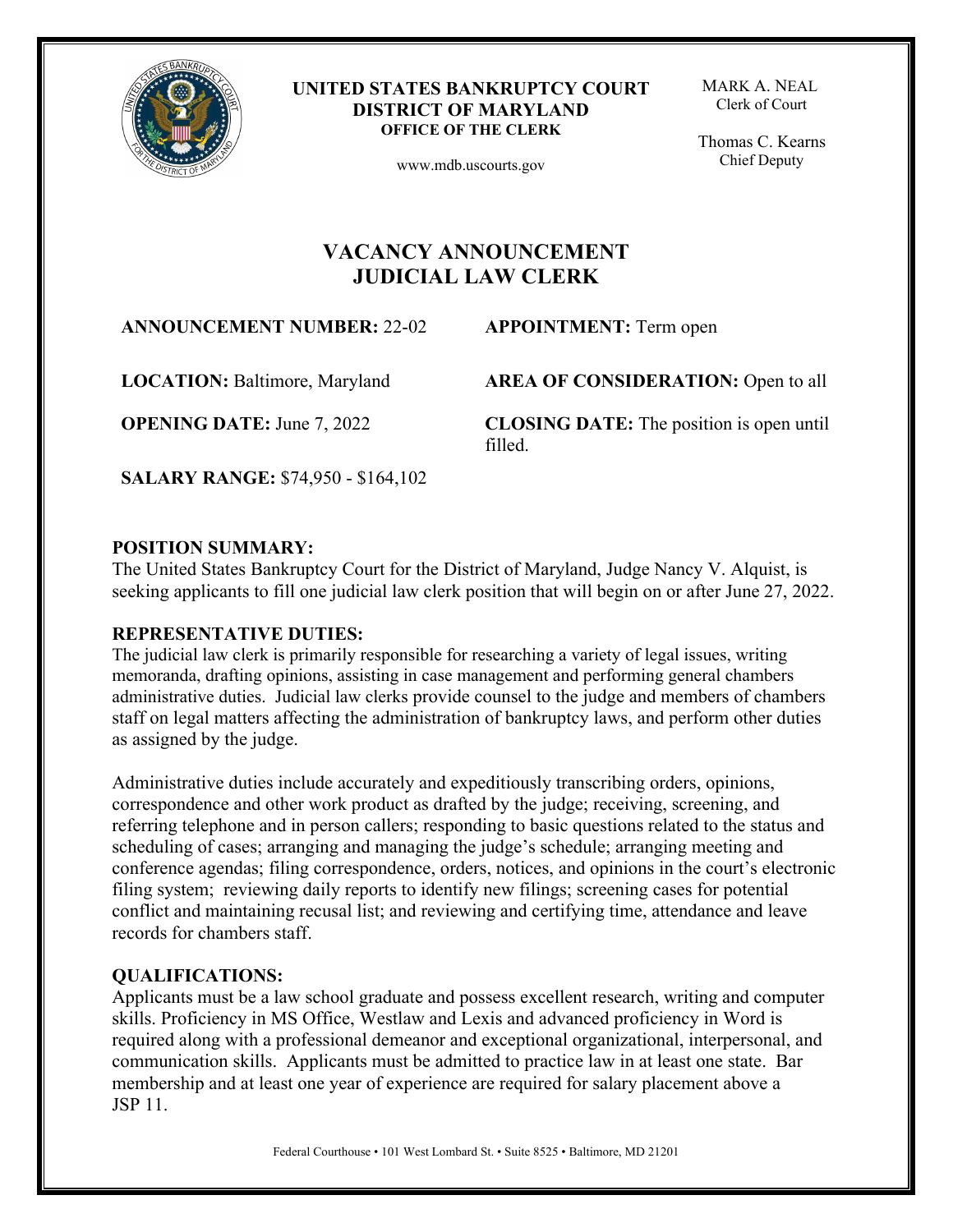**UNITED STATES BANKRUPTCY COURT**
**DISTRICT OF MARYLAND**
**OFFICE OF THE CLERK**

www.mdb.uscourts.gov

MARK A. NEAL
Clerk of Court

Thomas C. Kearns
Chief Deputy

# VACANCY ANNOUNCEMENT
# JUDICIAL LAW CLERK

**ANNOUNCEMENT NUMBER:** 22-02

**APPOINTMENT:** Term open

**LOCATION:** Baltimore, Maryland

**AREA OF CONSIDERATION:** Open to all

**OPENING DATE:** June 7, 2022

**CLOSING DATE:** The position is open until filled.

**SALARY RANGE:** $74,950 - $164,102

## POSITION SUMMARY:

The United States Bankruptcy Court for the District of Maryland, Judge Nancy V. Alquist, is seeking applicants to fill one judicial law clerk position that will begin on or after June 27, 2022.

## REPRESENTATIVE DUTIES:

The judicial law clerk is primarily responsible for researching a variety of legal issues, writing memoranda, drafting opinions, assisting in case management and performing general chambers administrative duties. Judicial law clerks provide counsel to the judge and members of chambers staff on legal matters affecting the administration of bankruptcy laws, and perform other duties as assigned by the judge.

Administrative duties include accurately and expeditiously transcribing orders, opinions, correspondence and other work product as drafted by the judge; receiving, screening, and referring telephone and in person callers; responding to basic questions related to the status and scheduling of cases; arranging and managing the judge's schedule; arranging meeting and conference agendas; filing correspondence, orders, notices, and opinions in the court's electronic filing system; reviewing daily reports to identify new filings; screening cases for potential conflict and maintaining recusal list; and reviewing and certifying time, attendance and leave records for chambers staff.

## QUALIFICATIONS:

Applicants must be a law school graduate and possess excellent research, writing and computer skills. Proficiency in MS Office, Westlaw and Lexis and advanced proficiency in Word is required along with a professional demeanor and exceptional organizational, interpersonal, and communication skills. Applicants must be admitted to practice law in at least one state. Bar membership and at least one year of experience are required for salary placement above a JSP 11.

Federal Courthouse • 101 West Lombard St. • Suite 8525 • Baltimore, MD 21201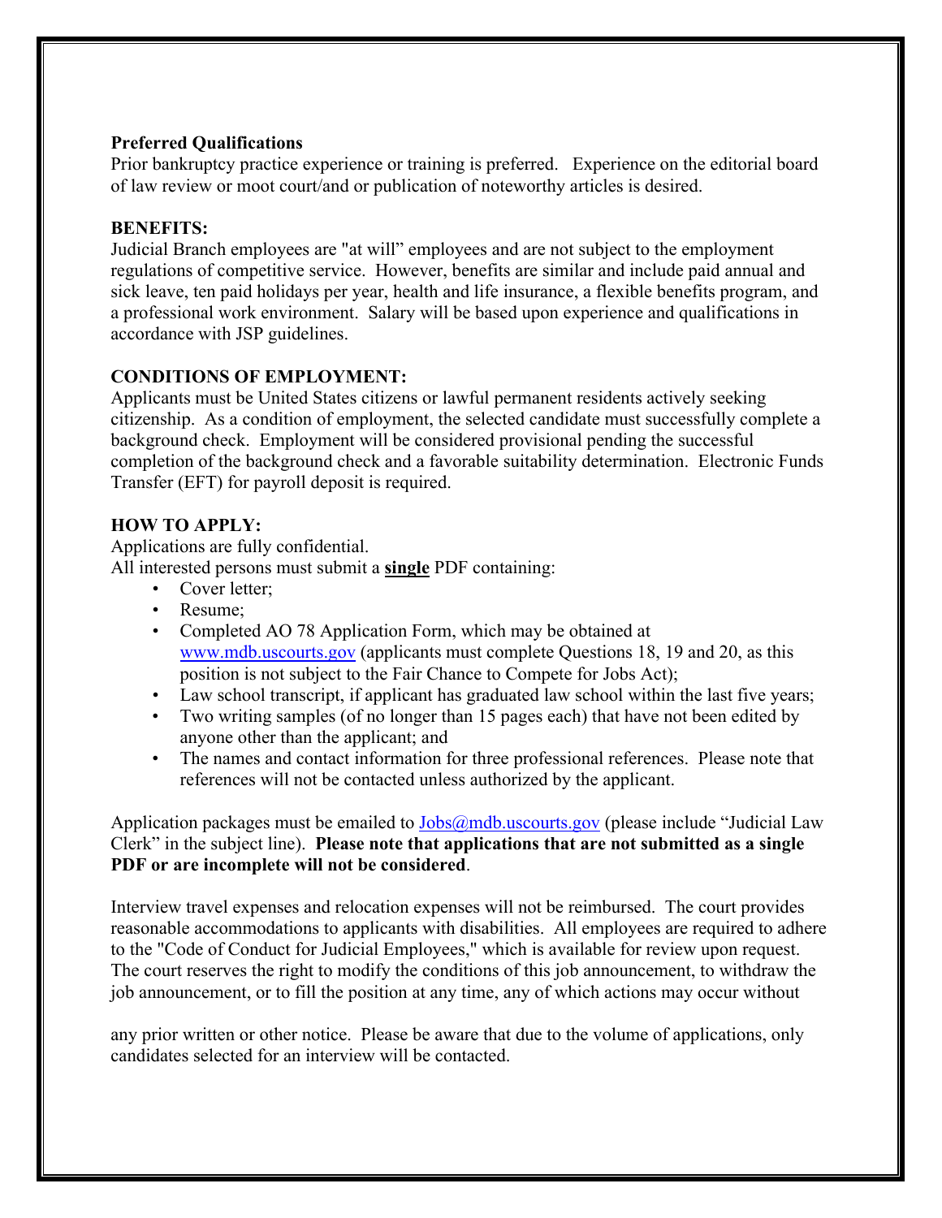**Preferred Qualifications**
Prior bankruptcy practice experience or training is preferred. Experience on the editorial board of law review or moot court/and or publication of noteworthy articles is desired.

**BENEFITS:**
Judicial Branch employees are "at will" employees and are not subject to the employment regulations of competitive service. However, benefits are similar and include paid annual and sick leave, ten paid holidays per year, health and life insurance, a flexible benefits program, and a professional work environment. Salary will be based upon experience and qualifications in accordance with JSP guidelines.

**CONDITIONS OF EMPLOYMENT:**
Applicants must be United States citizens or lawful permanent residents actively seeking citizenship. As a condition of employment, the selected candidate must successfully complete a background check. Employment will be considered provisional pending the successful completion of the background check and a favorable suitability determination. Electronic Funds Transfer (EFT) for payroll deposit is required.

**HOW TO APPLY:**
Applications are fully confidential.
All interested persons must submit a **single** PDF containing:

- Cover letter;
- Resume;
- Completed AO 78 Application Form, which may be obtained at www.mdb.uscourts.gov (applicants must complete Questions 18, 19 and 20, as this position is not subject to the Fair Chance to Compete for Jobs Act);
- Law school transcript, if applicant has graduated law school within the last five years;
- Two writing samples (of no longer than 15 pages each) that have not been edited by anyone other than the applicant; and
- The names and contact information for three professional references. Please note that references will not be contacted unless authorized by the applicant.

Application packages must be emailed to Jobs@mdb.uscourts.gov (please include "Judicial Law Clerk" in the subject line). **Please note that applications that are not submitted as a single PDF or are incomplete will not be considered**.

Interview travel expenses and relocation expenses will not be reimbursed. The court provides reasonable accommodations to applicants with disabilities. All employees are required to adhere to the "Code of Conduct for Judicial Employees," which is available for review upon request. The court reserves the right to modify the conditions of this job announcement, to withdraw the job announcement, or to fill the position at any time, any of which actions may occur without any prior written or other notice. Please be aware that due to the volume of applications, only candidates selected for an interview will be contacted.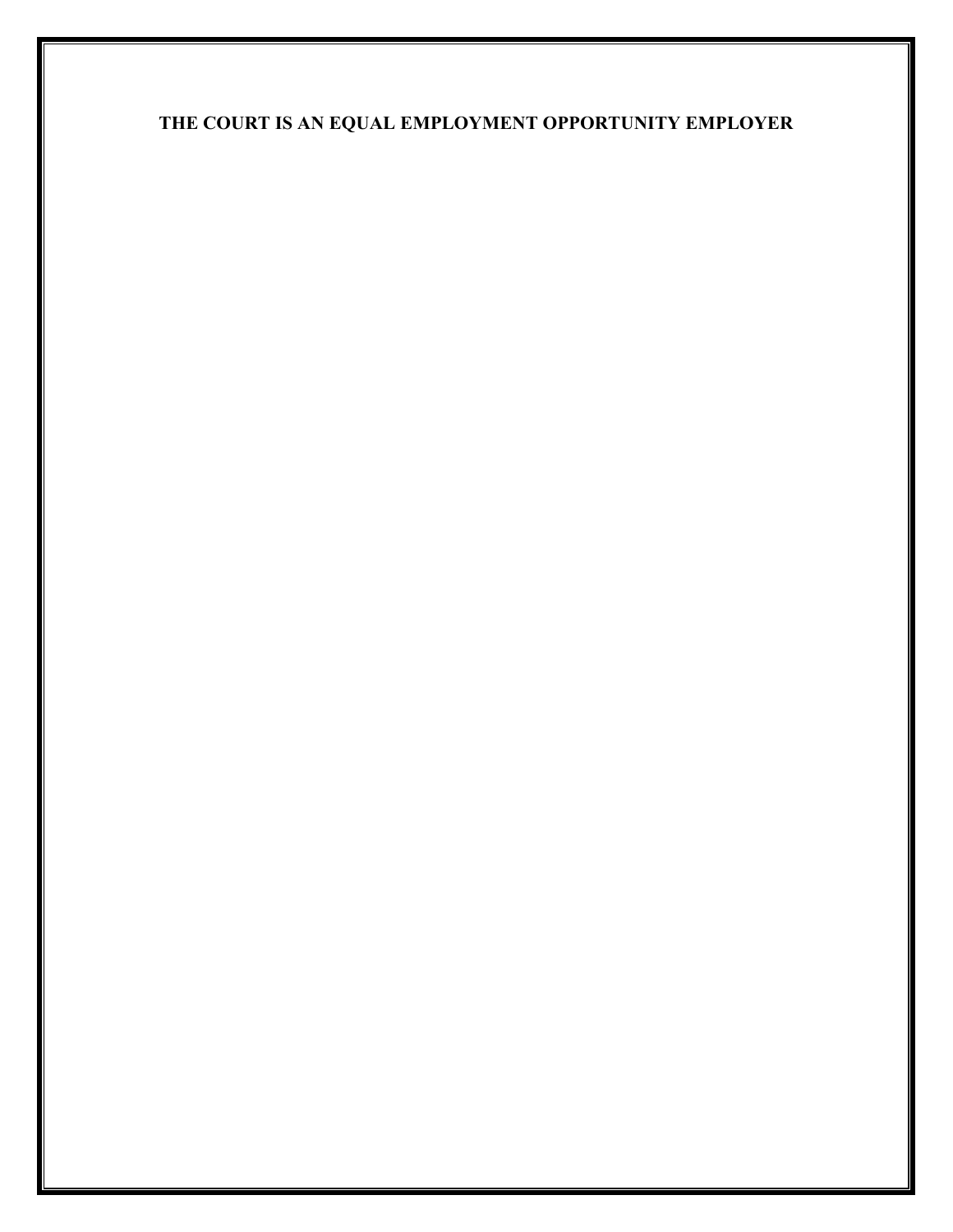**THE COURT IS AN EQUAL EMPLOYMENT OPPORTUNITY EMPLOYER**